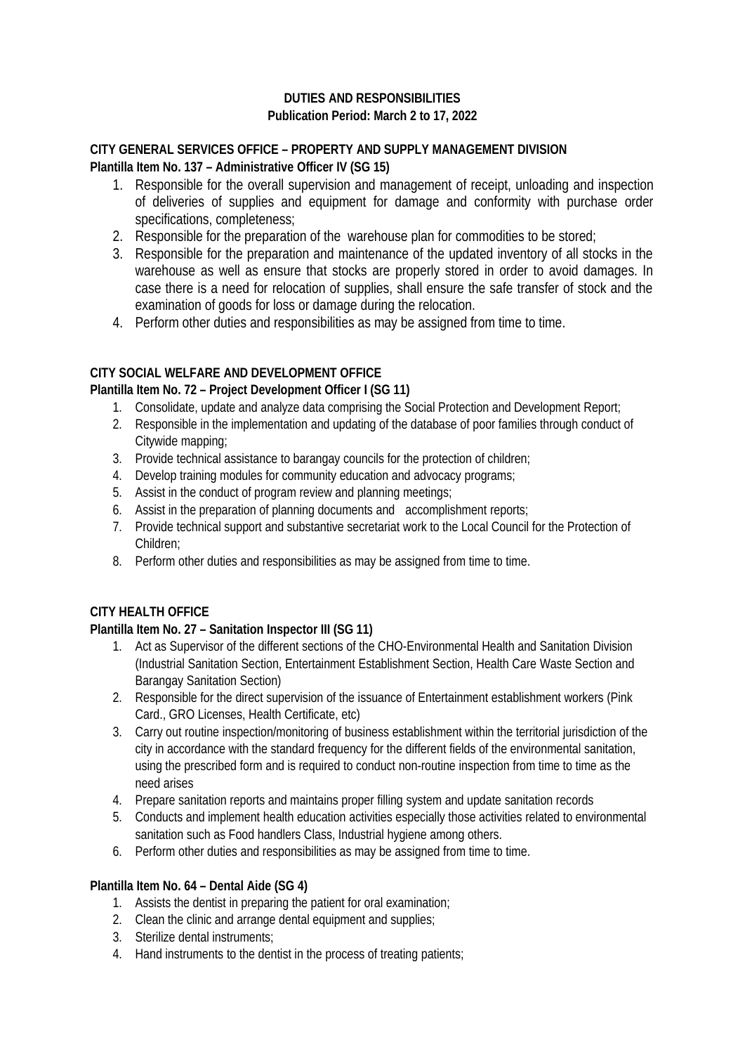**DUTIES AND RESPONSIBILITIES**
**Publication Period: March 2 to 17, 2022**

**CITY GENERAL SERVICES OFFICE – PROPERTY AND SUPPLY MANAGEMENT DIVISION**
**Plantilla Item No. 137 – Administrative Officer IV (SG 15)**

1. Responsible for the overall supervision and management of receipt, unloading and inspection of deliveries of supplies and equipment for damage and conformity with purchase order specifications, completeness;
2. Responsible for the preparation of the warehouse plan for commodities to be stored;
3. Responsible for the preparation and maintenance of the updated inventory of all stocks in the warehouse as well as ensure that stocks are properly stored in order to avoid damages. In case there is a need for relocation of supplies, shall ensure the safe transfer of stock and the examination of goods for loss or damage during the relocation.
4. Perform other duties and responsibilities as may be assigned from time to time.

**CITY SOCIAL WELFARE AND DEVELOPMENT OFFICE**
**Plantilla Item No. 72 – Project Development Officer I (SG 11)**

1. Consolidate, update and analyze data comprising the Social Protection and Development Report;
2. Responsible in the implementation and updating of the database of poor families through conduct of Citywide mapping;
3. Provide technical assistance to barangay councils for the protection of children;
4. Develop training modules for community education and advocacy programs;
5. Assist in the conduct of program review and planning meetings;
6. Assist in the preparation of planning documents and accomplishment reports;
7. Provide technical support and substantive secretariat work to the Local Council for the Protection of Children;
8. Perform other duties and responsibilities as may be assigned from time to time.

**CITY HEALTH OFFICE**
**Plantilla Item No. 27 – Sanitation Inspector III (SG 11)**

1. Act as Supervisor of the different sections of the CHO-Environmental Health and Sanitation Division (Industrial Sanitation Section, Entertainment Establishment Section, Health Care Waste Section and Barangay Sanitation Section)
2. Responsible for the direct supervision of the issuance of Entertainment establishment workers (Pink Card., GRO Licenses, Health Certificate, etc)
3. Carry out routine inspection/monitoring of business establishment within the territorial jurisdiction of the city in accordance with the standard frequency for the different fields of the environmental sanitation, using the prescribed form and is required to conduct non-routine inspection from time to time as the need arises
4. Prepare sanitation reports and maintains proper filling system and update sanitation records
5. Conducts and implement health education activities especially those activities related to environmental sanitation such as Food handlers Class, Industrial hygiene among others.
6. Perform other duties and responsibilities as may be assigned from time to time.

**Plantilla Item No. 64 – Dental Aide (SG 4)**

1. Assists the dentist in preparing the patient for oral examination;
2. Clean the clinic and arrange dental equipment and supplies;
3. Sterilize dental instruments;
4. Hand instruments to the dentist in the process of treating patients;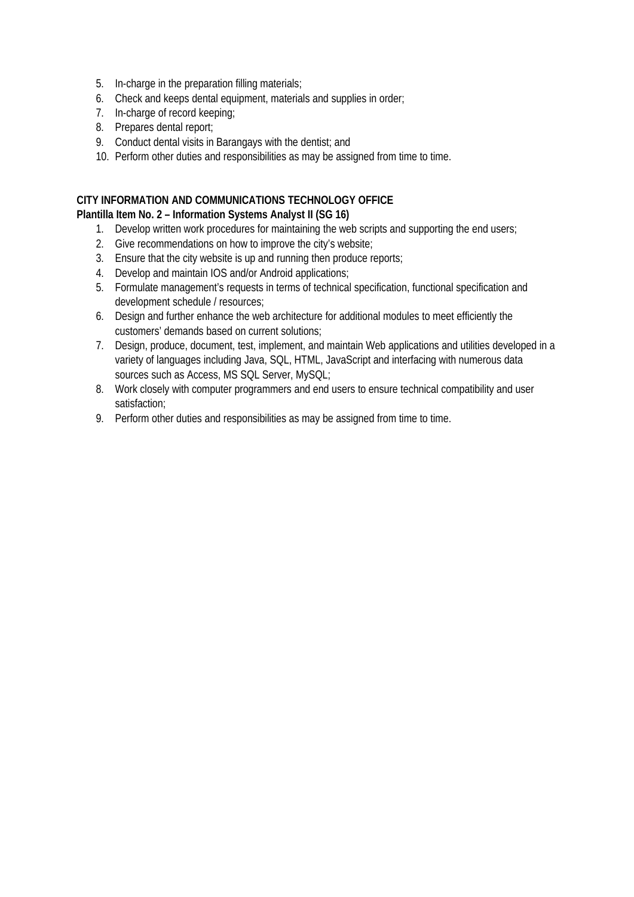5. In-charge in the preparation filling materials;
6. Check and keeps dental equipment, materials and supplies in order;
7. In-charge of record keeping;
8. Prepares dental report;
9. Conduct dental visits in Barangays with the dentist; and
10. Perform other duties and responsibilities as may be assigned from time to time.

**CITY INFORMATION AND COMMUNICATIONS TECHNOLOGY OFFICE**
**Plantilla Item No. 2 – Information Systems Analyst II (SG 16)**

1. Develop written work procedures for maintaining the web scripts and supporting the end users;
2. Give recommendations on how to improve the city's website;
3. Ensure that the city website is up and running then produce reports;
4. Develop and maintain IOS and/or Android applications;
5. Formulate management's requests in terms of technical specification, functional specification and development schedule / resources;
6. Design and further enhance the web architecture for additional modules to meet efficiently the customers' demands based on current solutions;
7. Design, produce, document, test, implement, and maintain Web applications and utilities developed in a variety of languages including Java, SQL, HTML, JavaScript and interfacing with numerous data sources such as Access, MS SQL Server, MySQL;
8. Work closely with computer programmers and end users to ensure technical compatibility and user satisfaction;
9. Perform other duties and responsibilities as may be assigned from time to time.